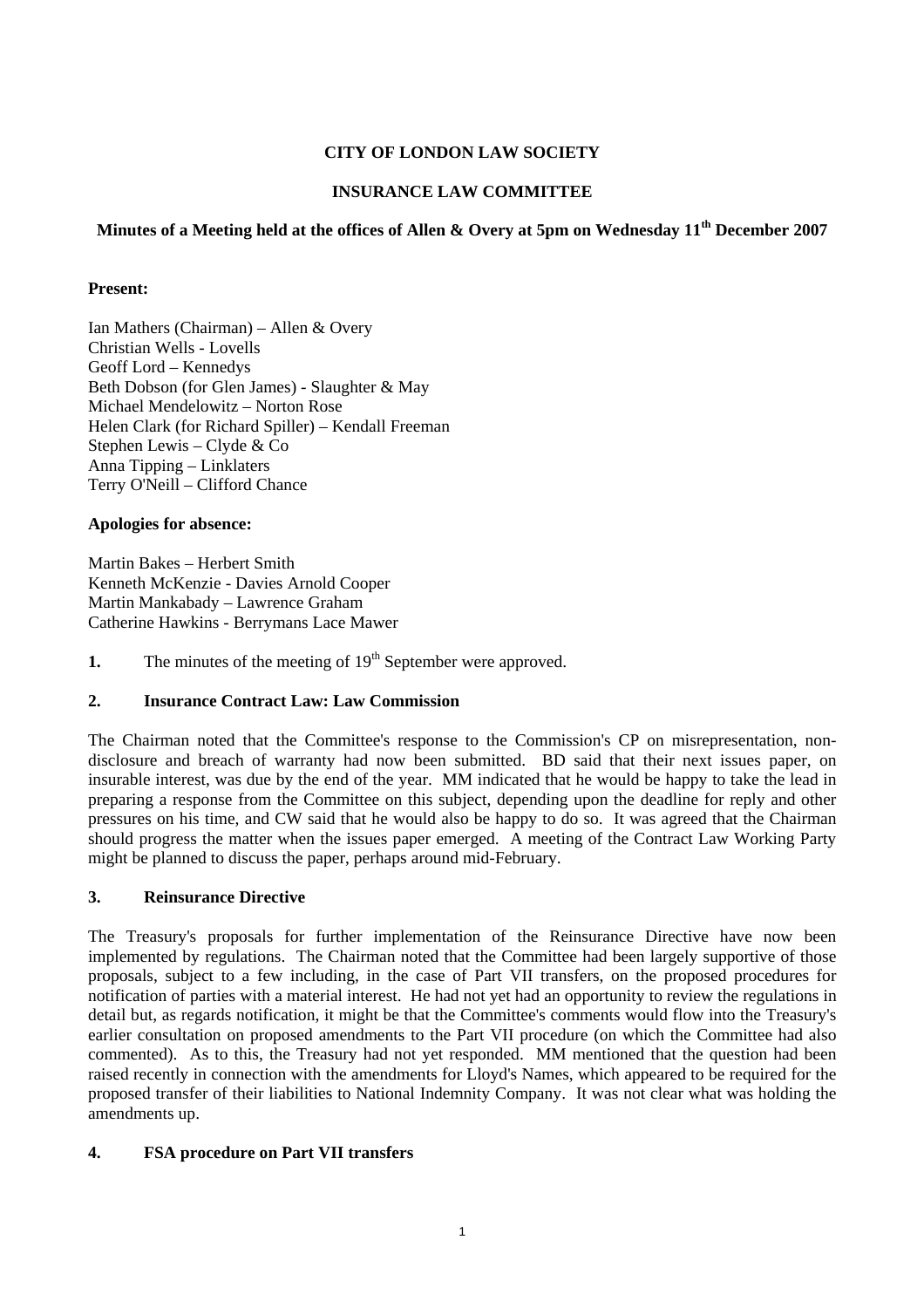**CITY OF LONDON LAW SOCIETY**

**INSURANCE LAW COMMITTEE**

**Minutes of a Meeting held at the offices of Allen & Overy at 5pm on Wednesday 11th December 2007**

**Present:**

Ian Mathers (Chairman) – Allen & Overy
Christian Wells - Lovells
Geoff Lord – Kennedys
Beth Dobson (for Glen James) - Slaughter & May
Michael Mendelowitz – Norton Rose
Helen Clark (for Richard Spiller) – Kendall Freeman
Stephen Lewis – Clyde & Co
Anna Tipping – Linklaters
Terry O'Neill – Clifford Chance

**Apologies for absence:**

Martin Bakes – Herbert Smith
Kenneth McKenzie - Davies Arnold Cooper
Martin Mankabady – Lawrence Graham
Catherine Hawkins - Berrymans Lace Mawer

**1.** The minutes of the meeting of 19th September were approved.

**2. Insurance Contract Law: Law Commission**

The Chairman noted that the Committee's response to the Commission's CP on misrepresentation, non-disclosure and breach of warranty had now been submitted. BD said that their next issues paper, on insurable interest, was due by the end of the year. MM indicated that he would be happy to take the lead in preparing a response from the Committee on this subject, depending upon the deadline for reply and other pressures on his time, and CW said that he would also be happy to do so. It was agreed that the Chairman should progress the matter when the issues paper emerged. A meeting of the Contract Law Working Party might be planned to discuss the paper, perhaps around mid-February.

**3. Reinsurance Directive**

The Treasury's proposals for further implementation of the Reinsurance Directive have now been implemented by regulations. The Chairman noted that the Committee had been largely supportive of those proposals, subject to a few including, in the case of Part VII transfers, on the proposed procedures for notification of parties with a material interest. He had not yet had an opportunity to review the regulations in detail but, as regards notification, it might be that the Committee's comments would flow into the Treasury's earlier consultation on proposed amendments to the Part VII procedure (on which the Committee had also commented). As to this, the Treasury had not yet responded. MM mentioned that the question had been raised recently in connection with the amendments for Lloyd's Names, which appeared to be required for the proposed transfer of their liabilities to National Indemnity Company. It was not clear what was holding the amendments up.

**4. FSA procedure on Part VII transfers**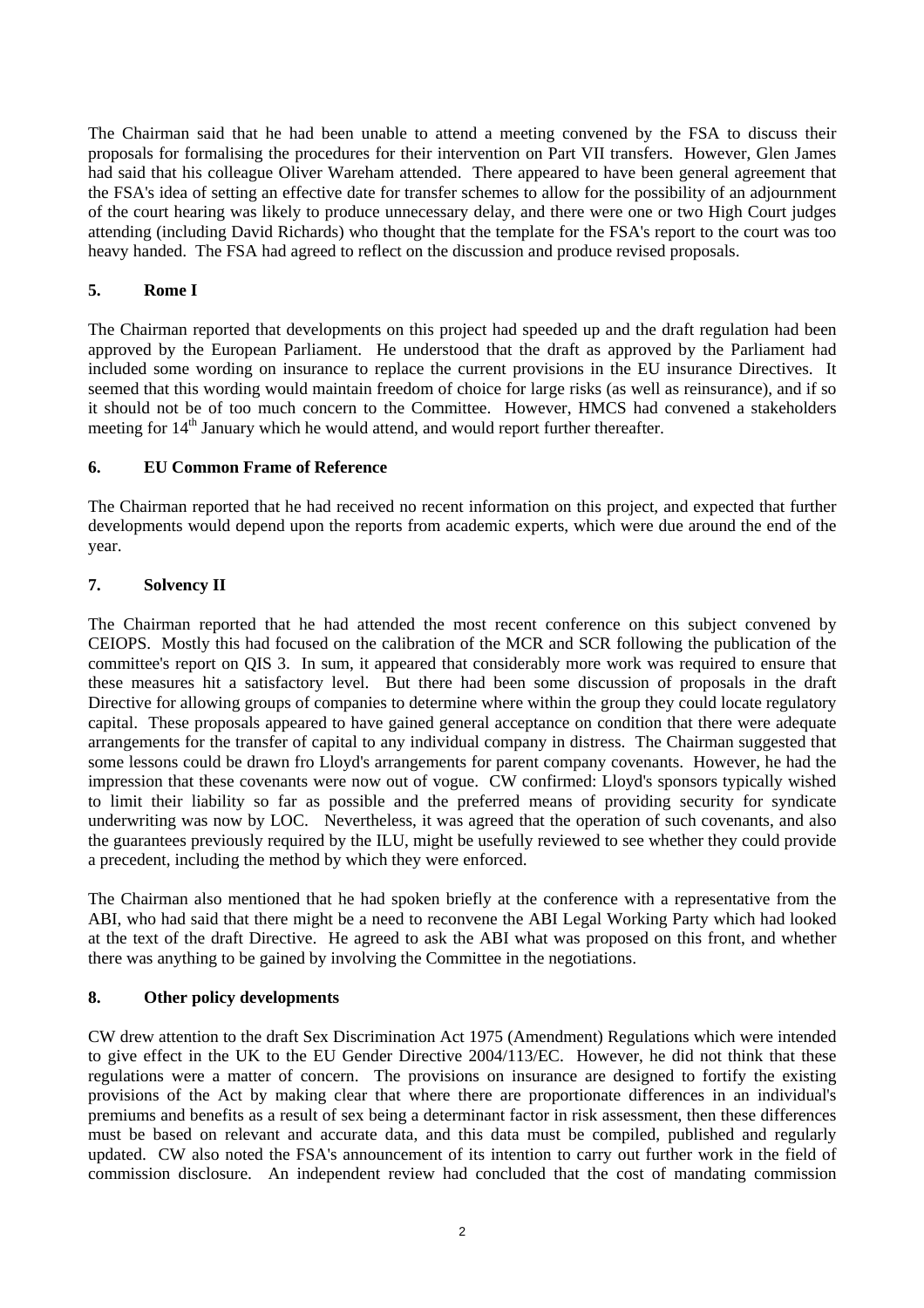The Chairman said that he had been unable to attend a meeting convened by the FSA to discuss their proposals for formalising the procedures for their intervention on Part VII transfers. However, Glen James had said that his colleague Oliver Wareham attended. There appeared to have been general agreement that the FSA's idea of setting an effective date for transfer schemes to allow for the possibility of an adjournment of the court hearing was likely to produce unnecessary delay, and there were one or two High Court judges attending (including David Richards) who thought that the template for the FSA's report to the court was too heavy handed. The FSA had agreed to reflect on the discussion and produce revised proposals.

## 5. Rome I

The Chairman reported that developments on this project had speeded up and the draft regulation had been approved by the European Parliament. He understood that the draft as approved by the Parliament had included some wording on insurance to replace the current provisions in the EU insurance Directives. It seemed that this wording would maintain freedom of choice for large risks (as well as reinsurance), and if so it should not be of too much concern to the Committee. However, HMCS had convened a stakeholders meeting for 14th January which he would attend, and would report further thereafter.

## 6. EU Common Frame of Reference

The Chairman reported that he had received no recent information on this project, and expected that further developments would depend upon the reports from academic experts, which were due around the end of the year.

## 7. Solvency II

The Chairman reported that he had attended the most recent conference on this subject convened by CEIOPS. Mostly this had focused on the calibration of the MCR and SCR following the publication of the committee's report on QIS 3. In sum, it appeared that considerably more work was required to ensure that these measures hit a satisfactory level. But there had been some discussion of proposals in the draft Directive for allowing groups of companies to determine where within the group they could locate regulatory capital. These proposals appeared to have gained general acceptance on condition that there were adequate arrangements for the transfer of capital to any individual company in distress. The Chairman suggested that some lessons could be drawn fro Lloyd's arrangements for parent company covenants. However, he had the impression that these covenants were now out of vogue. CW confirmed: Lloyd's sponsors typically wished to limit their liability so far as possible and the preferred means of providing security for syndicate underwriting was now by LOC. Nevertheless, it was agreed that the operation of such covenants, and also the guarantees previously required by the ILU, might be usefully reviewed to see whether they could provide a precedent, including the method by which they were enforced.

The Chairman also mentioned that he had spoken briefly at the conference with a representative from the ABI, who had said that there might be a need to reconvene the ABI Legal Working Party which had looked at the text of the draft Directive. He agreed to ask the ABI what was proposed on this front, and whether there was anything to be gained by involving the Committee in the negotiations.

## 8. Other policy developments

CW drew attention to the draft Sex Discrimination Act 1975 (Amendment) Regulations which were intended to give effect in the UK to the EU Gender Directive 2004/113/EC. However, he did not think that these regulations were a matter of concern. The provisions on insurance are designed to fortify the existing provisions of the Act by making clear that where there are proportionate differences in an individual's premiums and benefits as a result of sex being a determinant factor in risk assessment, then these differences must be based on relevant and accurate data, and this data must be compiled, published and regularly updated. CW also noted the FSA's announcement of its intention to carry out further work in the field of commission disclosure. An independent review had concluded that the cost of mandating commission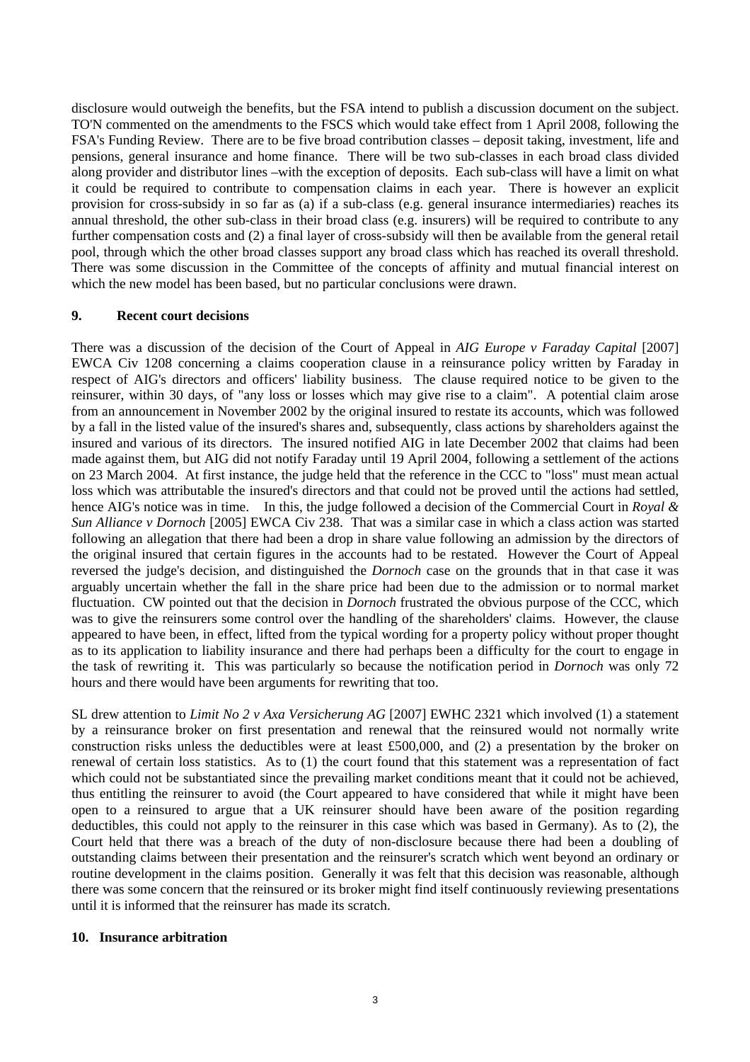disclosure would outweigh the benefits, but the FSA intend to publish a discussion document on the subject. TO'N commented on the amendments to the FSCS which would take effect from 1 April 2008, following the FSA's Funding Review. There are to be five broad contribution classes – deposit taking, investment, life and pensions, general insurance and home finance. There will be two sub-classes in each broad class divided along provider and distributor lines –with the exception of deposits. Each sub-class will have a limit on what it could be required to contribute to compensation claims in each year. There is however an explicit provision for cross-subsidy in so far as (a) if a sub-class (e.g. general insurance intermediaries) reaches its annual threshold, the other sub-class in their broad class (e.g. insurers) will be required to contribute to any further compensation costs and (2) a final layer of cross-subsidy will then be available from the general retail pool, through which the other broad classes support any broad class which has reached its overall threshold. There was some discussion in the Committee of the concepts of affinity and mutual financial interest on which the new model has been based, but no particular conclusions were drawn.

## 9. Recent court decisions

There was a discussion of the decision of the Court of Appeal in *AIG Europe v Faraday Capital* [2007] EWCA Civ 1208 concerning a claims cooperation clause in a reinsurance policy written by Faraday in respect of AIG's directors and officers' liability business. The clause required notice to be given to the reinsurer, within 30 days, of "any loss or losses which may give rise to a claim". A potential claim arose from an announcement in November 2002 by the original insured to restate its accounts, which was followed by a fall in the listed value of the insured's shares and, subsequently, class actions by shareholders against the insured and various of its directors. The insured notified AIG in late December 2002 that claims had been made against them, but AIG did not notify Faraday until 19 April 2004, following a settlement of the actions on 23 March 2004. At first instance, the judge held that the reference in the CCC to "loss" must mean actual loss which was attributable the insured's directors and that could not be proved until the actions had settled, hence AIG's notice was in time. In this, the judge followed a decision of the Commercial Court in *Royal & Sun Alliance v Dornoch* [2005] EWCA Civ 238. That was a similar case in which a class action was started following an allegation that there had been a drop in share value following an admission by the directors of the original insured that certain figures in the accounts had to be restated. However the Court of Appeal reversed the judge's decision, and distinguished the *Dornoch* case on the grounds that in that case it was arguably uncertain whether the fall in the share price had been due to the admission or to normal market fluctuation. CW pointed out that the decision in *Dornoch* frustrated the obvious purpose of the CCC, which was to give the reinsurers some control over the handling of the shareholders' claims. However, the clause appeared to have been, in effect, lifted from the typical wording for a property policy without proper thought as to its application to liability insurance and there had perhaps been a difficulty for the court to engage in the task of rewriting it. This was particularly so because the notification period in *Dornoch* was only 72 hours and there would have been arguments for rewriting that too.

SL drew attention to *Limit No 2 v Axa Versicherung AG* [2007] EWHC 2321 which involved (1) a statement by a reinsurance broker on first presentation and renewal that the reinsured would not normally write construction risks unless the deductibles were at least £500,000, and (2) a presentation by the broker on renewal of certain loss statistics. As to (1) the court found that this statement was a representation of fact which could not be substantiated since the prevailing market conditions meant that it could not be achieved, thus entitling the reinsurer to avoid (the Court appeared to have considered that while it might have been open to a reinsured to argue that a UK reinsurer should have been aware of the position regarding deductibles, this could not apply to the reinsurer in this case which was based in Germany). As to (2), the Court held that there was a breach of the duty of non-disclosure because there had been a doubling of outstanding claims between their presentation and the reinsurer's scratch which went beyond an ordinary or routine development in the claims position. Generally it was felt that this decision was reasonable, although there was some concern that the reinsured or its broker might find itself continuously reviewing presentations until it is informed that the reinsurer has made its scratch.

## 10. Insurance arbitration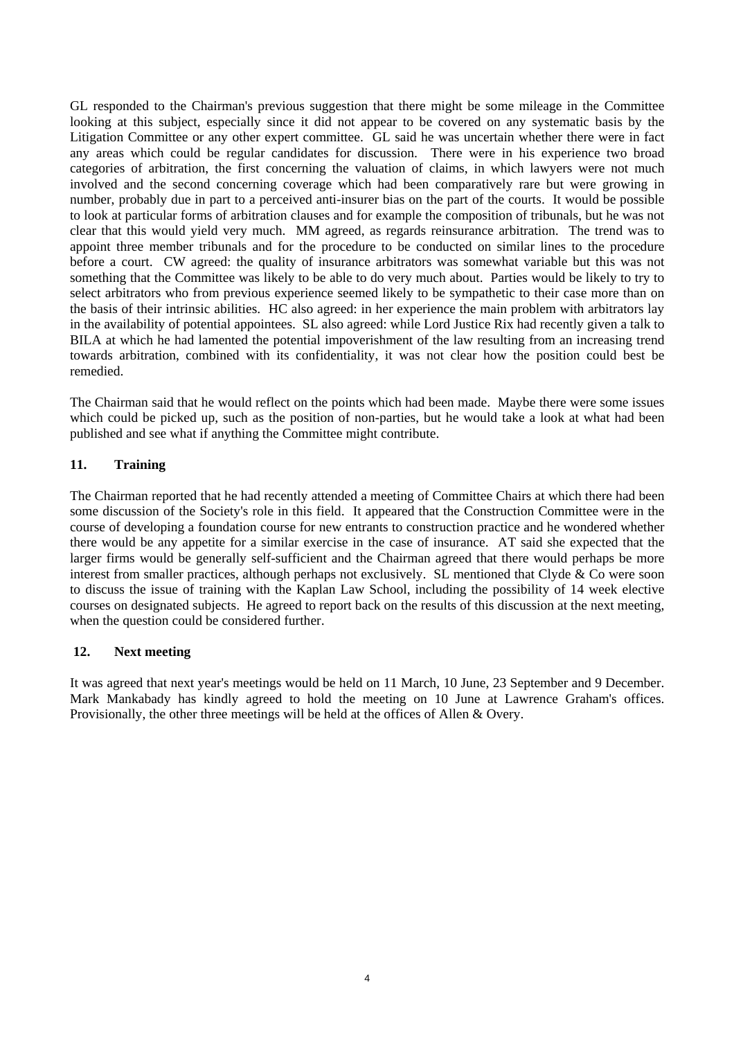GL responded to the Chairman's previous suggestion that there might be some mileage in the Committee looking at this subject, especially since it did not appear to be covered on any systematic basis by the Litigation Committee or any other expert committee. GL said he was uncertain whether there were in fact any areas which could be regular candidates for discussion. There were in his experience two broad categories of arbitration, the first concerning the valuation of claims, in which lawyers were not much involved and the second concerning coverage which had been comparatively rare but were growing in number, probably due in part to a perceived anti-insurer bias on the part of the courts. It would be possible to look at particular forms of arbitration clauses and for example the composition of tribunals, but he was not clear that this would yield very much. MM agreed, as regards reinsurance arbitration. The trend was to appoint three member tribunals and for the procedure to be conducted on similar lines to the procedure before a court. CW agreed: the quality of insurance arbitrators was somewhat variable but this was not something that the Committee was likely to be able to do very much about. Parties would be likely to try to select arbitrators who from previous experience seemed likely to be sympathetic to their case more than on the basis of their intrinsic abilities. HC also agreed: in her experience the main problem with arbitrators lay in the availability of potential appointees. SL also agreed: while Lord Justice Rix had recently given a talk to BILA at which he had lamented the potential impoverishment of the law resulting from an increasing trend towards arbitration, combined with its confidentiality, it was not clear how the position could best be remedied.

The Chairman said that he would reflect on the points which had been made. Maybe there were some issues which could be picked up, such as the position of non-parties, but he would take a look at what had been published and see what if anything the Committee might contribute.

## 11. Training

The Chairman reported that he had recently attended a meeting of Committee Chairs at which there had been some discussion of the Society's role in this field. It appeared that the Construction Committee were in the course of developing a foundation course for new entrants to construction practice and he wondered whether there would be any appetite for a similar exercise in the case of insurance. AT said she expected that the larger firms would be generally self-sufficient and the Chairman agreed that there would perhaps be more interest from smaller practices, although perhaps not exclusively. SL mentioned that Clyde & Co were soon to discuss the issue of training with the Kaplan Law School, including the possibility of 14 week elective courses on designated subjects. He agreed to report back on the results of this discussion at the next meeting, when the question could be considered further.

## 12. Next meeting

It was agreed that next year's meetings would be held on 11 March, 10 June, 23 September and 9 December. Mark Mankabady has kindly agreed to hold the meeting on 10 June at Lawrence Graham's offices. Provisionally, the other three meetings will be held at the offices of Allen & Overy.